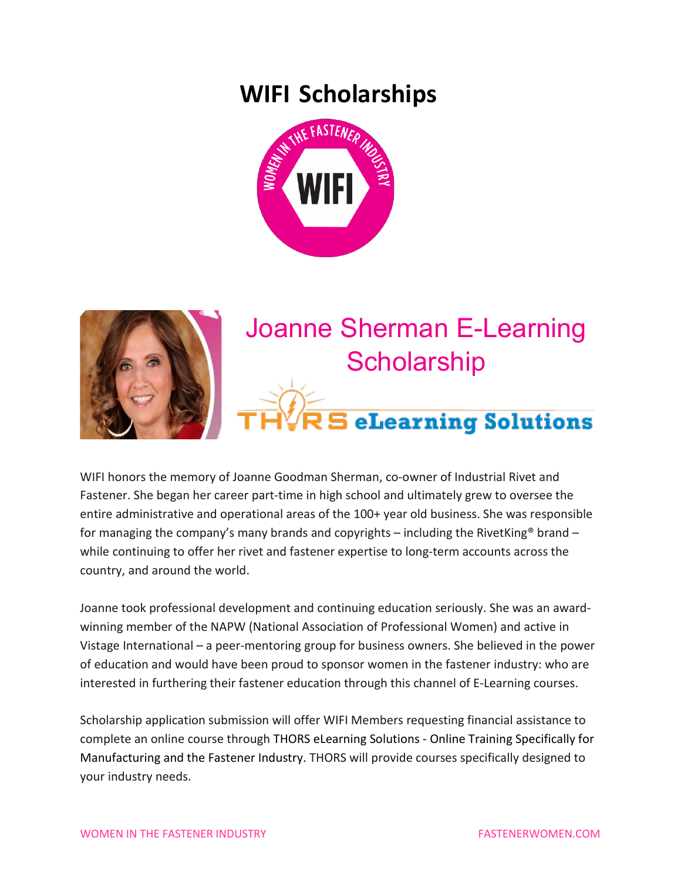# WIFI Scholarships

## Joanne Sherman E-Learning Scholarship

THORS eLearning Solutions

WIFI honors the memory of Joanne Goodman Sherman, co-owner of Industrial Rivet and Fastener. She began her career part-time in high school and ultimately grew to oversee the entire administrative and operational areas of the 100+ year old business. She was responsible for managing the company's many brands and copyrights – including the RivetKing® brand – while continuing to offer her rivet and fastener expertise to long-term accounts across the country, and around the world.

Joanne took professional development and continuing education seriously. She was an award-winning member of the NAPW (National Association of Professional Women) and active in Vistage International – a peer-mentoring group for business owners. She believed in the power of education and would have been proud to sponsor women in the fastener industry: who are interested in furthering their fastener education through this channel of E-Learning courses.

Scholarship application submission will offer WIFI Members requesting financial assistance to complete an online course through THORS eLearning Solutions - Online Training Specifically for Manufacturing and the Fastener Industry. THORS will provide courses specifically designed to your industry needs.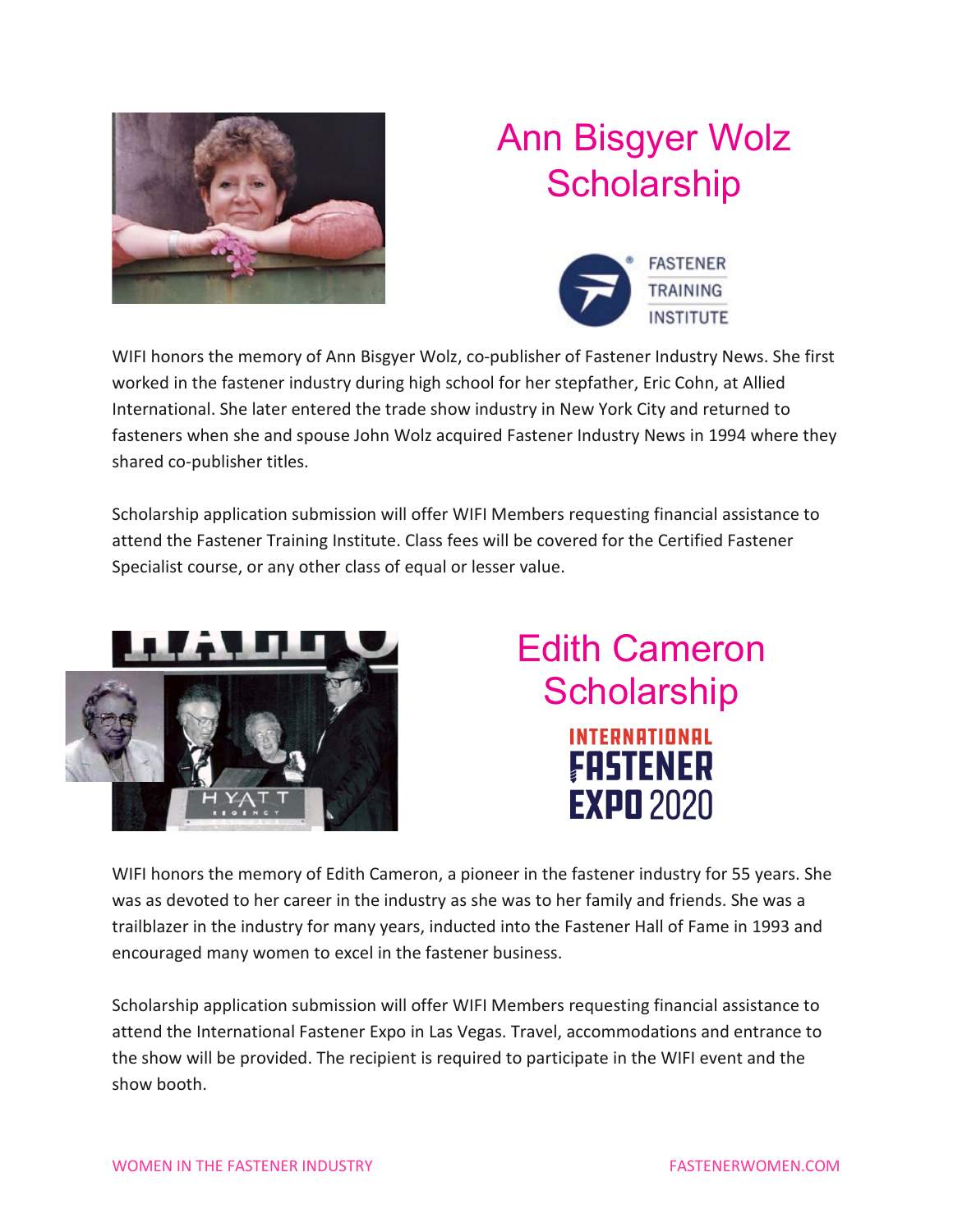# Ann Bisgyer Wolz Scholarship

WIFI honors the memory of Ann Bisgyer Wolz, co-publisher of Fastener Industry News. She first worked in the fastener industry during high school for her stepfather, Eric Cohn, at Allied International. She later entered the trade show industry in New York City and returned to fasteners when she and spouse John Wolz acquired Fastener Industry News in 1994 where they shared co-publisher titles.

Scholarship application submission will offer WIFI Members requesting financial assistance to attend the Fastener Training Institute. Class fees will be covered for the Certified Fastener Specialist course, or any other class of equal or lesser value.

# Edith Cameron Scholarship

WIFI honors the memory of Edith Cameron, a pioneer in the fastener industry for 55 years. She was as devoted to her career in the industry as she was to her family and friends. She was a trailblazer in the industry for many years, inducted into the Fastener Hall of Fame in 1993 and encouraged many women to excel in the fastener business.

Scholarship application submission will offer WIFI Members requesting financial assistance to attend the International Fastener Expo in Las Vegas. Travel, accommodations and entrance to the show will be provided. The recipient is required to participate in the WIFI event and the show booth.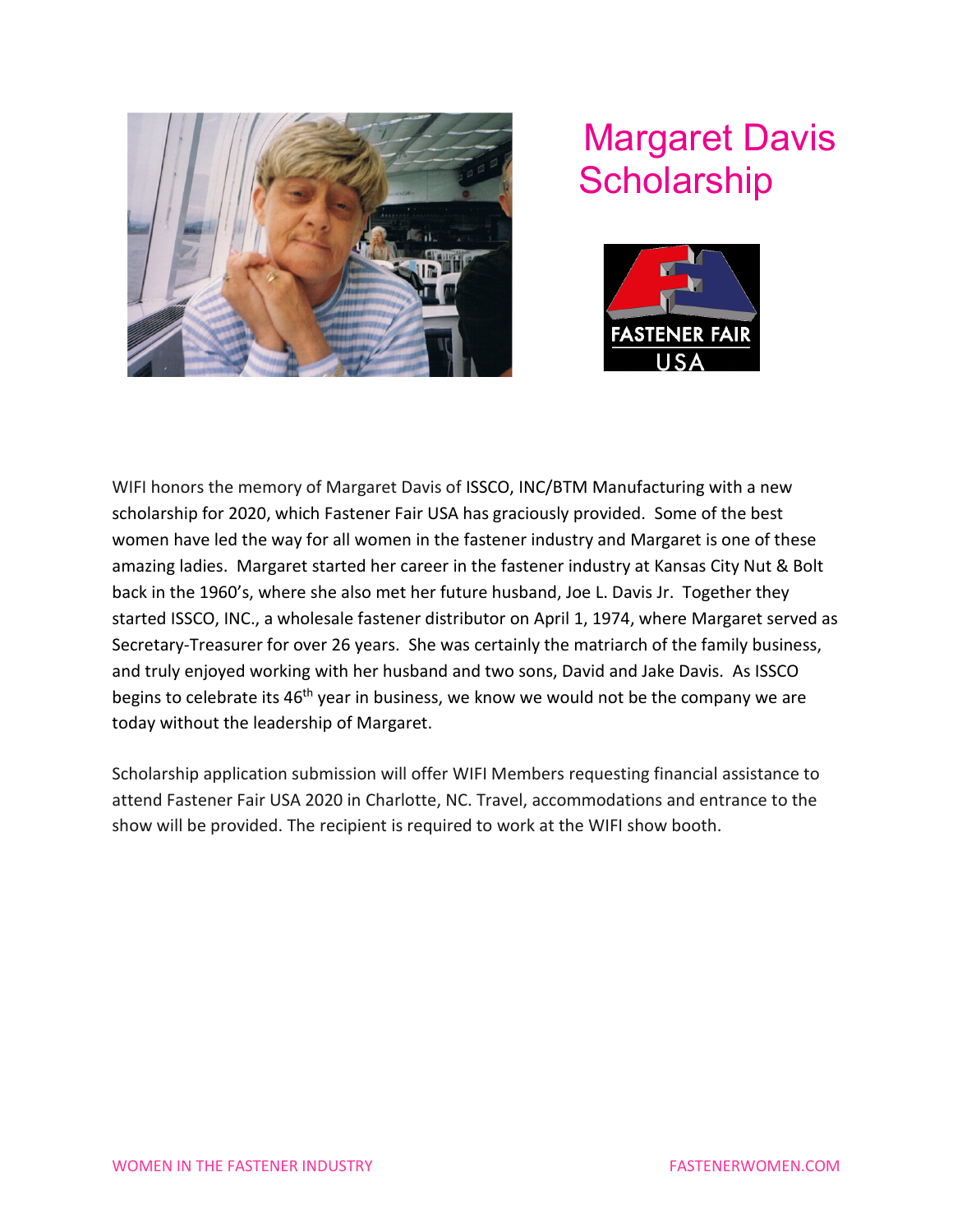# Margaret Davis Scholarship

WIFI honors the memory of Margaret Davis of ISSCO, INC/BTM Manufacturing with a new scholarship for 2020, which Fastener Fair USA has graciously provided. Some of the best women have led the way for all women in the fastener industry and Margaret is one of these amazing ladies. Margaret started her career in the fastener industry at Kansas City Nut & Bolt back in the 1960's, where she also met her future husband, Joe L. Davis Jr. Together they started ISSCO, INC., a wholesale fastener distributor on April 1, 1974, where Margaret served as Secretary-Treasurer for over 26 years. She was certainly the matriarch of the family business, and truly enjoyed working with her husband and two sons, David and Jake Davis. As ISSCO begins to celebrate its 46th year in business, we know we would not be the company we are today without the leadership of Margaret.

Scholarship application submission will offer WIFI Members requesting financial assistance to attend Fastener Fair USA 2020 in Charlotte, NC. Travel, accommodations and entrance to the show will be provided. The recipient is required to work at the WIFI show booth.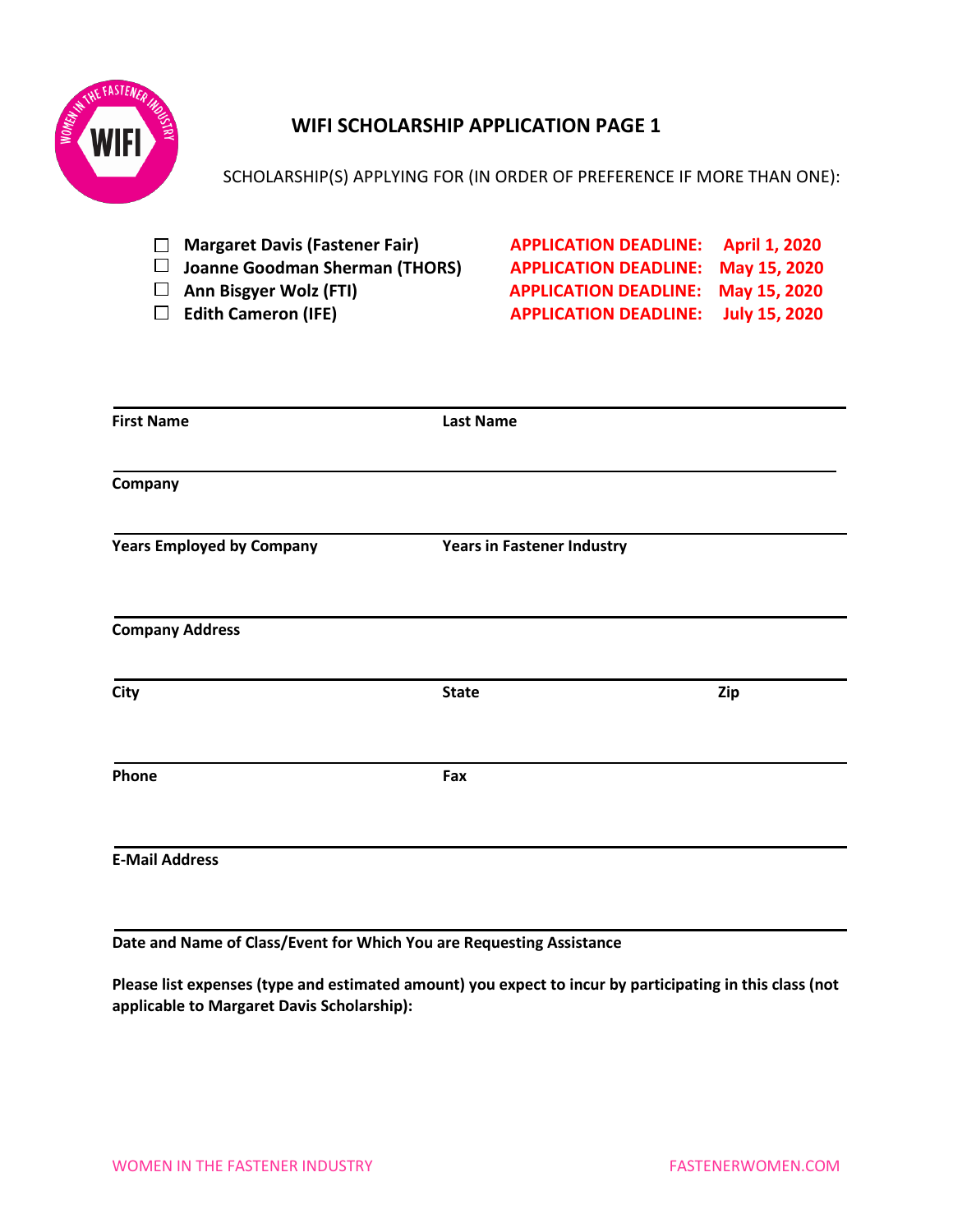# WIFI SCHOLARSHIP APPLICATION PAGE 1

SCHOLARSHIP(S) APPLYING FOR (IN ORDER OF PREFERENCE IF MORE THAN ONE):

| Scholarship | | |
|---|---|---|
| ☐ **Margaret Davis (Fastener Fair)** | **APPLICATION DEADLINE:** | **April 1, 2020** |
| ☐ **Joanne Goodman Sherman (THORS)** | **APPLICATION DEADLINE:** | **May 15, 2020** |
| ☐ **Ann Bisgyer Wolz (FTI)** | **APPLICATION DEADLINE:** | **May 15, 2020** |
| ☐ **Edith Cameron (IFE)** | **APPLICATION DEADLINE:** | **July 15, 2020** |

**First Name** **Last Name**

**Company**

**Years Employed by Company** **Years in Fastener Industry**

**Company Address**

**City** **State** **Zip**

**Phone** **Fax**

**E-Mail Address**

**Date and Name of Class/Event for Which You are Requesting Assistance**

**Please list expenses (type and estimated amount) you expect to incur by participating in this class (not applicable to Margaret Davis Scholarship):**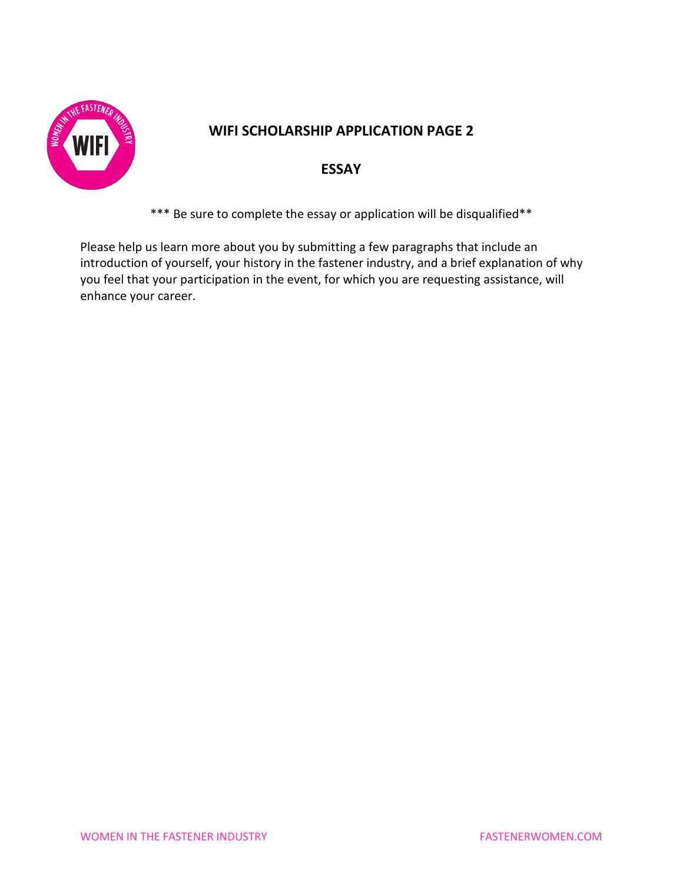## WIFI SCHOLARSHIP APPLICATION PAGE 2

## ESSAY

*** Be sure to complete the essay or application will be disqualified**

Please help us learn more about you by submitting a few paragraphs that include an introduction of yourself, your history in the fastener industry, and a brief explanation of why you feel that your participation in the event, for which you are requesting assistance, will enhance your career.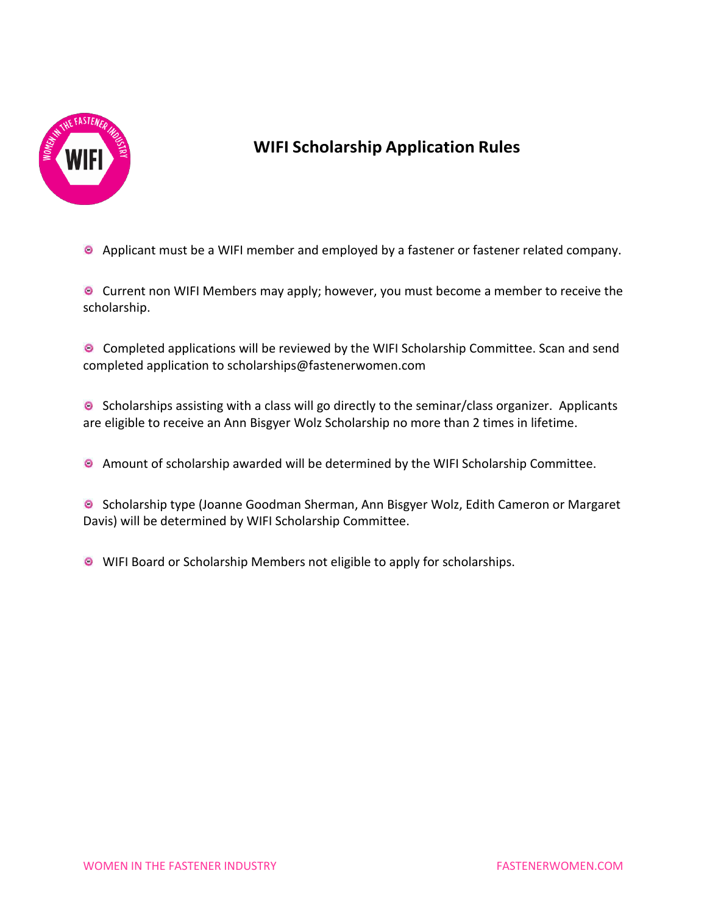# WIFI Scholarship Application Rules

- Applicant must be a WIFI member and employed by a fastener or fastener related company.
- Current non WIFI Members may apply; however, you must become a member to receive the scholarship.
- Completed applications will be reviewed by the WIFI Scholarship Committee. Scan and send completed application to scholarships@fastenerwomen.com
- Scholarships assisting with a class will go directly to the seminar/class organizer. Applicants are eligible to receive an Ann Bisgyer Wolz Scholarship no more than 2 times in lifetime.
- Amount of scholarship awarded will be determined by the WIFI Scholarship Committee.
- Scholarship type (Joanne Goodman Sherman, Ann Bisgyer Wolz, Edith Cameron or Margaret Davis) will be determined by WIFI Scholarship Committee.
- WIFI Board or Scholarship Members not eligible to apply for scholarships.